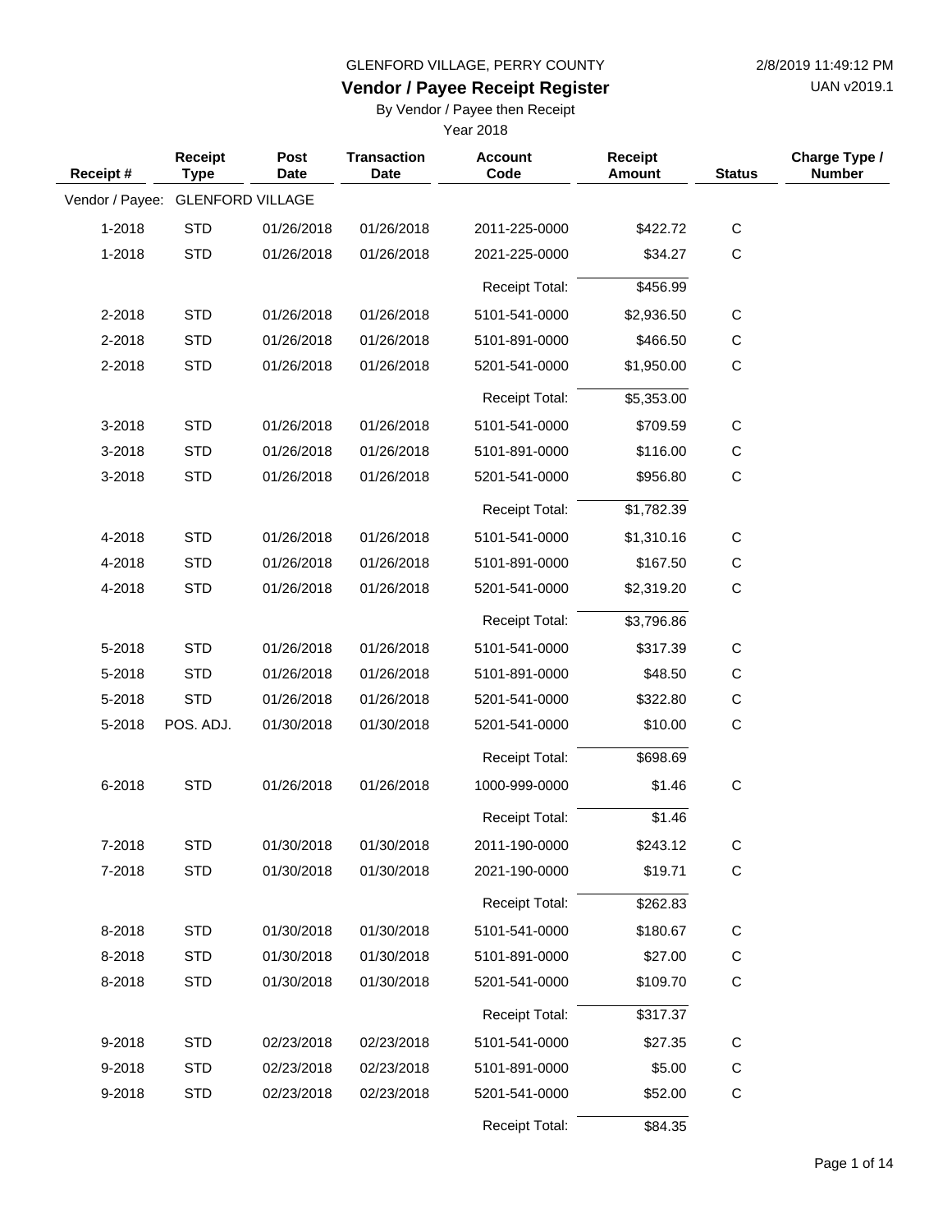GLENFORD VILLAGE, PERRY COUNTY

2/8/2019 11:49:12 PM

UAN v2019.1

# Vendor / Payee Receipt Register

By Vendor / Payee then Receipt

Year 2018

| Receipt # | Receipt Type | Post Date | Transaction Date | Account Code | Receipt Amount | Status | Charge Type / Number |
|---|---|---|---|---|---|---|---|
| Vendor / Payee: | GLENFORD VILLAGE | | | | | | |
| 1-2018 | STD | 01/26/2018 | 01/26/2018 | 2011-225-0000 | $422.72 | C | |
| 1-2018 | STD | 01/26/2018 | 01/26/2018 | 2021-225-0000 | $34.27 | C | |
| | | | | Receipt Total: | $456.99 | | |
| 2-2018 | STD | 01/26/2018 | 01/26/2018 | 5101-541-0000 | $2,936.50 | C | |
| 2-2018 | STD | 01/26/2018 | 01/26/2018 | 5101-891-0000 | $466.50 | C | |
| 2-2018 | STD | 01/26/2018 | 01/26/2018 | 5201-541-0000 | $1,950.00 | C | |
| | | | | Receipt Total: | $5,353.00 | | |
| 3-2018 | STD | 01/26/2018 | 01/26/2018 | 5101-541-0000 | $709.59 | C | |
| 3-2018 | STD | 01/26/2018 | 01/26/2018 | 5101-891-0000 | $116.00 | C | |
| 3-2018 | STD | 01/26/2018 | 01/26/2018 | 5201-541-0000 | $956.80 | C | |
| | | | | Receipt Total: | $1,782.39 | | |
| 4-2018 | STD | 01/26/2018 | 01/26/2018 | 5101-541-0000 | $1,310.16 | C | |
| 4-2018 | STD | 01/26/2018 | 01/26/2018 | 5101-891-0000 | $167.50 | C | |
| 4-2018 | STD | 01/26/2018 | 01/26/2018 | 5201-541-0000 | $2,319.20 | C | |
| | | | | Receipt Total: | $3,796.86 | | |
| 5-2018 | STD | 01/26/2018 | 01/26/2018 | 5101-541-0000 | $317.39 | C | |
| 5-2018 | STD | 01/26/2018 | 01/26/2018 | 5101-891-0000 | $48.50 | C | |
| 5-2018 | STD | 01/26/2018 | 01/26/2018 | 5201-541-0000 | $322.80 | C | |
| 5-2018 | POS. ADJ. | 01/30/2018 | 01/30/2018 | 5201-541-0000 | $10.00 | C | |
| | | | | Receipt Total: | $698.69 | | |
| 6-2018 | STD | 01/26/2018 | 01/26/2018 | 1000-999-0000 | $1.46 | C | |
| | | | | Receipt Total: | $1.46 | | |
| 7-2018 | STD | 01/30/2018 | 01/30/2018 | 2011-190-0000 | $243.12 | C | |
| 7-2018 | STD | 01/30/2018 | 01/30/2018 | 2021-190-0000 | $19.71 | C | |
| | | | | Receipt Total: | $262.83 | | |
| 8-2018 | STD | 01/30/2018 | 01/30/2018 | 5101-541-0000 | $180.67 | C | |
| 8-2018 | STD | 01/30/2018 | 01/30/2018 | 5101-891-0000 | $27.00 | C | |
| 8-2018 | STD | 01/30/2018 | 01/30/2018 | 5201-541-0000 | $109.70 | C | |
| | | | | Receipt Total: | $317.37 | | |
| 9-2018 | STD | 02/23/2018 | 02/23/2018 | 5101-541-0000 | $27.35 | C | |
| 9-2018 | STD | 02/23/2018 | 02/23/2018 | 5101-891-0000 | $5.00 | C | |
| 9-2018 | STD | 02/23/2018 | 02/23/2018 | 5201-541-0000 | $52.00 | C | |
| | | | | Receipt Total: | $84.35 | | |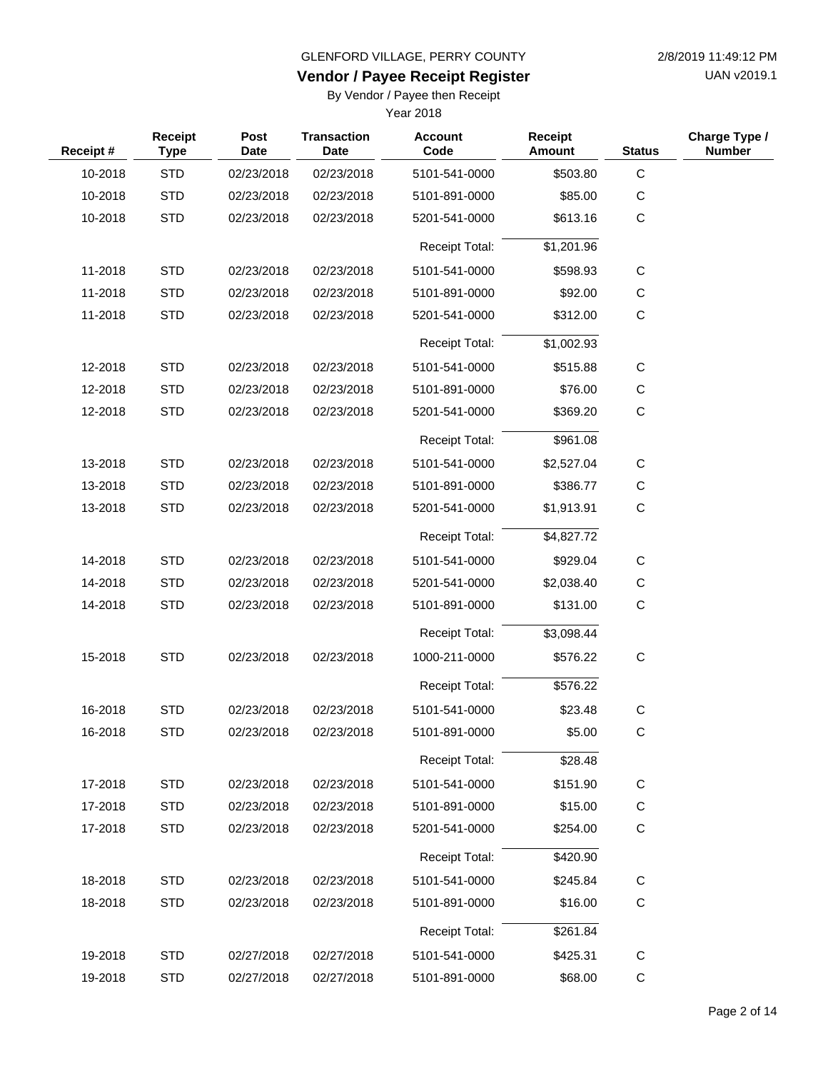GLENFORD VILLAGE, PERRY COUNTY

# Vendor / Payee Receipt Register

By Vendor / Payee then Receipt

Year 2018

| Receipt # | Receipt Type | Post Date | Transaction Date | Account Code | Receipt Amount | Status | Charge Type / Number |
|---|---|---|---|---|---|---|---|
| 10-2018 | STD | 02/23/2018 | 02/23/2018 | 5101-541-0000 | $503.80 | C | |
| 10-2018 | STD | 02/23/2018 | 02/23/2018 | 5101-891-0000 | $85.00 | C | |
| 10-2018 | STD | 02/23/2018 | 02/23/2018 | 5201-541-0000 | $613.16 | C | |
| | | | | Receipt Total: | $1,201.96 | | |
| 11-2018 | STD | 02/23/2018 | 02/23/2018 | 5101-541-0000 | $598.93 | C | |
| 11-2018 | STD | 02/23/2018 | 02/23/2018 | 5101-891-0000 | $92.00 | C | |
| 11-2018 | STD | 02/23/2018 | 02/23/2018 | 5201-541-0000 | $312.00 | C | |
| | | | | Receipt Total: | $1,002.93 | | |
| 12-2018 | STD | 02/23/2018 | 02/23/2018 | 5101-541-0000 | $515.88 | C | |
| 12-2018 | STD | 02/23/2018 | 02/23/2018 | 5101-891-0000 | $76.00 | C | |
| 12-2018 | STD | 02/23/2018 | 02/23/2018 | 5201-541-0000 | $369.20 | C | |
| | | | | Receipt Total: | $961.08 | | |
| 13-2018 | STD | 02/23/2018 | 02/23/2018 | 5101-541-0000 | $2,527.04 | C | |
| 13-2018 | STD | 02/23/2018 | 02/23/2018 | 5101-891-0000 | $386.77 | C | |
| 13-2018 | STD | 02/23/2018 | 02/23/2018 | 5201-541-0000 | $1,913.91 | C | |
| | | | | Receipt Total: | $4,827.72 | | |
| 14-2018 | STD | 02/23/2018 | 02/23/2018 | 5101-541-0000 | $929.04 | C | |
| 14-2018 | STD | 02/23/2018 | 02/23/2018 | 5201-541-0000 | $2,038.40 | C | |
| 14-2018 | STD | 02/23/2018 | 02/23/2018 | 5101-891-0000 | $131.00 | C | |
| | | | | Receipt Total: | $3,098.44 | | |
| 15-2018 | STD | 02/23/2018 | 02/23/2018 | 1000-211-0000 | $576.22 | C | |
| | | | | Receipt Total: | $576.22 | | |
| 16-2018 | STD | 02/23/2018 | 02/23/2018 | 5101-541-0000 | $23.48 | C | |
| 16-2018 | STD | 02/23/2018 | 02/23/2018 | 5101-891-0000 | $5.00 | C | |
| | | | | Receipt Total: | $28.48 | | |
| 17-2018 | STD | 02/23/2018 | 02/23/2018 | 5101-541-0000 | $151.90 | C | |
| 17-2018 | STD | 02/23/2018 | 02/23/2018 | 5101-891-0000 | $15.00 | C | |
| 17-2018 | STD | 02/23/2018 | 02/23/2018 | 5201-541-0000 | $254.00 | C | |
| | | | | Receipt Total: | $420.90 | | |
| 18-2018 | STD | 02/23/2018 | 02/23/2018 | 5101-541-0000 | $245.84 | C | |
| 18-2018 | STD | 02/23/2018 | 02/23/2018 | 5101-891-0000 | $16.00 | C | |
| | | | | Receipt Total: | $261.84 | | |
| 19-2018 | STD | 02/27/2018 | 02/27/2018 | 5101-541-0000 | $425.31 | C | |
| 19-2018 | STD | 02/27/2018 | 02/27/2018 | 5101-891-0000 | $68.00 | C | |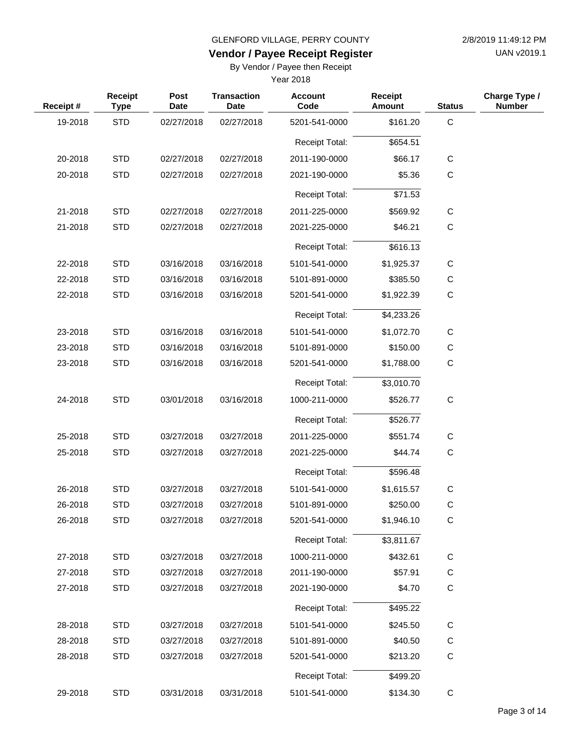GLENFORD VILLAGE, PERRY COUNTY

2/8/2019 11:49:12 PM

**Vendor / Payee Receipt Register**

UAN v2019.1

By Vendor / Payee then Receipt

Year 2018

| Receipt # | Receipt Type | Post Date | Transaction Date | Account Code | Receipt Amount | Status | Charge Type / Number |
|---|---|---|---|---|---|---|---|
| 19-2018 | STD | 02/27/2018 | 02/27/2018 | 5201-541-0000 | $161.20 | C | |
| | | | | Receipt Total: | $654.51 | | |
| 20-2018 | STD | 02/27/2018 | 02/27/2018 | 2011-190-0000 | $66.17 | C | |
| 20-2018 | STD | 02/27/2018 | 02/27/2018 | 2021-190-0000 | $5.36 | C | |
| | | | | Receipt Total: | $71.53 | | |
| 21-2018 | STD | 02/27/2018 | 02/27/2018 | 2011-225-0000 | $569.92 | C | |
| 21-2018 | STD | 02/27/2018 | 02/27/2018 | 2021-225-0000 | $46.21 | C | |
| | | | | Receipt Total: | $616.13 | | |
| 22-2018 | STD | 03/16/2018 | 03/16/2018 | 5101-541-0000 | $1,925.37 | C | |
| 22-2018 | STD | 03/16/2018 | 03/16/2018 | 5101-891-0000 | $385.50 | C | |
| 22-2018 | STD | 03/16/2018 | 03/16/2018 | 5201-541-0000 | $1,922.39 | C | |
| | | | | Receipt Total: | $4,233.26 | | |
| 23-2018 | STD | 03/16/2018 | 03/16/2018 | 5101-541-0000 | $1,072.70 | C | |
| 23-2018 | STD | 03/16/2018 | 03/16/2018 | 5101-891-0000 | $150.00 | C | |
| 23-2018 | STD | 03/16/2018 | 03/16/2018 | 5201-541-0000 | $1,788.00 | C | |
| | | | | Receipt Total: | $3,010.70 | | |
| 24-2018 | STD | 03/01/2018 | 03/16/2018 | 1000-211-0000 | $526.77 | C | |
| | | | | Receipt Total: | $526.77 | | |
| 25-2018 | STD | 03/27/2018 | 03/27/2018 | 2011-225-0000 | $551.74 | C | |
| 25-2018 | STD | 03/27/2018 | 03/27/2018 | 2021-225-0000 | $44.74 | C | |
| | | | | Receipt Total: | $596.48 | | |
| 26-2018 | STD | 03/27/2018 | 03/27/2018 | 5101-541-0000 | $1,615.57 | C | |
| 26-2018 | STD | 03/27/2018 | 03/27/2018 | 5101-891-0000 | $250.00 | C | |
| 26-2018 | STD | 03/27/2018 | 03/27/2018 | 5201-541-0000 | $1,946.10 | C | |
| | | | | Receipt Total: | $3,811.67 | | |
| 27-2018 | STD | 03/27/2018 | 03/27/2018 | 1000-211-0000 | $432.61 | C | |
| 27-2018 | STD | 03/27/2018 | 03/27/2018 | 2011-190-0000 | $57.91 | C | |
| 27-2018 | STD | 03/27/2018 | 03/27/2018 | 2021-190-0000 | $4.70 | C | |
| | | | | Receipt Total: | $495.22 | | |
| 28-2018 | STD | 03/27/2018 | 03/27/2018 | 5101-541-0000 | $245.50 | C | |
| 28-2018 | STD | 03/27/2018 | 03/27/2018 | 5101-891-0000 | $40.50 | C | |
| 28-2018 | STD | 03/27/2018 | 03/27/2018 | 5201-541-0000 | $213.20 | C | |
| | | | | Receipt Total: | $499.20 | | |
| 29-2018 | STD | 03/31/2018 | 03/31/2018 | 5101-541-0000 | $134.30 | C | |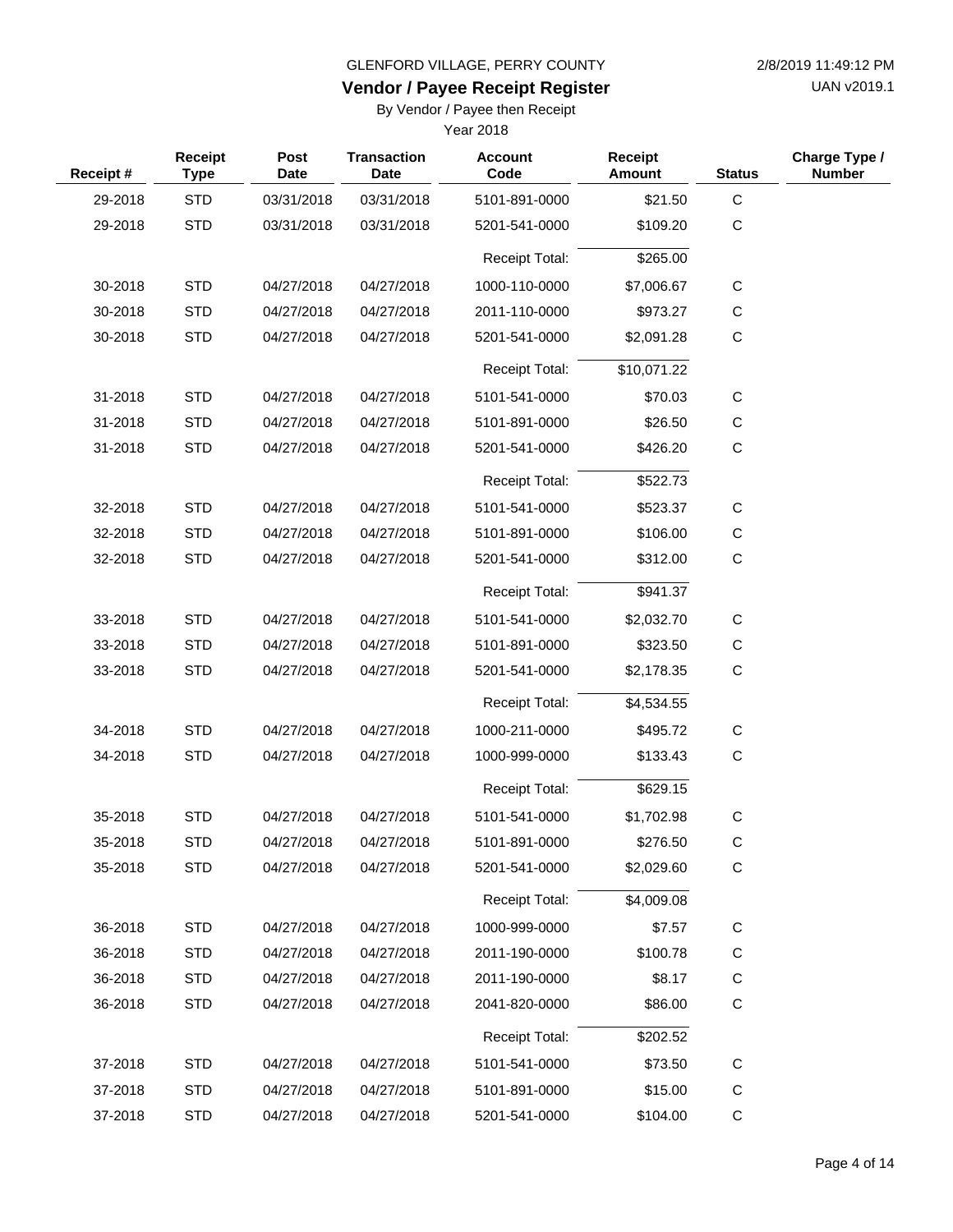GLENFORD VILLAGE, PERRY COUNTY

2/8/2019 11:49:12 PM

UAN v2019.1

# Vendor / Payee Receipt Register

By Vendor / Payee then Receipt

Year 2018

| Receipt # | Receipt Type | Post Date | Transaction Date | Account Code | Receipt Amount | Status | Charge Type / Number |
|---|---|---|---|---|---|---|---|
| 29-2018 | STD | 03/31/2018 | 03/31/2018 | 5101-891-0000 | $21.50 | C | |
| 29-2018 | STD | 03/31/2018 | 03/31/2018 | 5201-541-0000 | $109.20 | C | |
| | | | | Receipt Total: | $265.00 | | |
| 30-2018 | STD | 04/27/2018 | 04/27/2018 | 1000-110-0000 | $7,006.67 | C | |
| 30-2018 | STD | 04/27/2018 | 04/27/2018 | 2011-110-0000 | $973.27 | C | |
| 30-2018 | STD | 04/27/2018 | 04/27/2018 | 5201-541-0000 | $2,091.28 | C | |
| | | | | Receipt Total: | $10,071.22 | | |
| 31-2018 | STD | 04/27/2018 | 04/27/2018 | 5101-541-0000 | $70.03 | C | |
| 31-2018 | STD | 04/27/2018 | 04/27/2018 | 5101-891-0000 | $26.50 | C | |
| 31-2018 | STD | 04/27/2018 | 04/27/2018 | 5201-541-0000 | $426.20 | C | |
| | | | | Receipt Total: | $522.73 | | |
| 32-2018 | STD | 04/27/2018 | 04/27/2018 | 5101-541-0000 | $523.37 | C | |
| 32-2018 | STD | 04/27/2018 | 04/27/2018 | 5101-891-0000 | $106.00 | C | |
| 32-2018 | STD | 04/27/2018 | 04/27/2018 | 5201-541-0000 | $312.00 | C | |
| | | | | Receipt Total: | $941.37 | | |
| 33-2018 | STD | 04/27/2018 | 04/27/2018 | 5101-541-0000 | $2,032.70 | C | |
| 33-2018 | STD | 04/27/2018 | 04/27/2018 | 5101-891-0000 | $323.50 | C | |
| 33-2018 | STD | 04/27/2018 | 04/27/2018 | 5201-541-0000 | $2,178.35 | C | |
| | | | | Receipt Total: | $4,534.55 | | |
| 34-2018 | STD | 04/27/2018 | 04/27/2018 | 1000-211-0000 | $495.72 | C | |
| 34-2018 | STD | 04/27/2018 | 04/27/2018 | 1000-999-0000 | $133.43 | C | |
| | | | | Receipt Total: | $629.15 | | |
| 35-2018 | STD | 04/27/2018 | 04/27/2018 | 5101-541-0000 | $1,702.98 | C | |
| 35-2018 | STD | 04/27/2018 | 04/27/2018 | 5101-891-0000 | $276.50 | C | |
| 35-2018 | STD | 04/27/2018 | 04/27/2018 | 5201-541-0000 | $2,029.60 | C | |
| | | | | Receipt Total: | $4,009.08 | | |
| 36-2018 | STD | 04/27/2018 | 04/27/2018 | 1000-999-0000 | $7.57 | C | |
| 36-2018 | STD | 04/27/2018 | 04/27/2018 | 2011-190-0000 | $100.78 | C | |
| 36-2018 | STD | 04/27/2018 | 04/27/2018 | 2011-190-0000 | $8.17 | C | |
| 36-2018 | STD | 04/27/2018 | 04/27/2018 | 2041-820-0000 | $86.00 | C | |
| | | | | Receipt Total: | $202.52 | | |
| 37-2018 | STD | 04/27/2018 | 04/27/2018 | 5101-541-0000 | $73.50 | C | |
| 37-2018 | STD | 04/27/2018 | 04/27/2018 | 5101-891-0000 | $15.00 | C | |
| 37-2018 | STD | 04/27/2018 | 04/27/2018 | 5201-541-0000 | $104.00 | C | |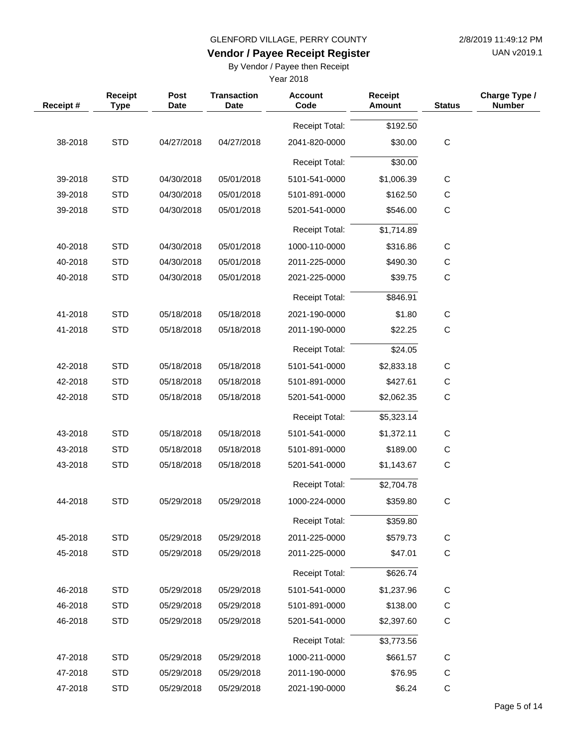GLENFORD VILLAGE, PERRY COUNTY

## Vendor / Payee Receipt Register

By Vendor / Payee then Receipt

Year 2018

| Receipt # | Receipt Type | Post Date | Transaction Date | Account Code | Receipt Amount | Status | Charge Type / Number |
|---|---|---|---|---|---|---|---|
| | | | | Receipt Total: | $192.50 | | |
| 38-2018 | STD | 04/27/2018 | 04/27/2018 | 2041-820-0000 | $30.00 | C | |
| | | | | Receipt Total: | $30.00 | | |
| 39-2018 | STD | 04/30/2018 | 05/01/2018 | 5101-541-0000 | $1,006.39 | C | |
| 39-2018 | STD | 04/30/2018 | 05/01/2018 | 5101-891-0000 | $162.50 | C | |
| 39-2018 | STD | 04/30/2018 | 05/01/2018 | 5201-541-0000 | $546.00 | C | |
| | | | | Receipt Total: | $1,714.89 | | |
| 40-2018 | STD | 04/30/2018 | 05/01/2018 | 1000-110-0000 | $316.86 | C | |
| 40-2018 | STD | 04/30/2018 | 05/01/2018 | 2011-225-0000 | $490.30 | C | |
| 40-2018 | STD | 04/30/2018 | 05/01/2018 | 2021-225-0000 | $39.75 | C | |
| | | | | Receipt Total: | $846.91 | | |
| 41-2018 | STD | 05/18/2018 | 05/18/2018 | 2021-190-0000 | $1.80 | C | |
| 41-2018 | STD | 05/18/2018 | 05/18/2018 | 2011-190-0000 | $22.25 | C | |
| | | | | Receipt Total: | $24.05 | | |
| 42-2018 | STD | 05/18/2018 | 05/18/2018 | 5101-541-0000 | $2,833.18 | C | |
| 42-2018 | STD | 05/18/2018 | 05/18/2018 | 5101-891-0000 | $427.61 | C | |
| 42-2018 | STD | 05/18/2018 | 05/18/2018 | 5201-541-0000 | $2,062.35 | C | |
| | | | | Receipt Total: | $5,323.14 | | |
| 43-2018 | STD | 05/18/2018 | 05/18/2018 | 5101-541-0000 | $1,372.11 | C | |
| 43-2018 | STD | 05/18/2018 | 05/18/2018 | 5101-891-0000 | $189.00 | C | |
| 43-2018 | STD | 05/18/2018 | 05/18/2018 | 5201-541-0000 | $1,143.67 | C | |
| | | | | Receipt Total: | $2,704.78 | | |
| 44-2018 | STD | 05/29/2018 | 05/29/2018 | 1000-224-0000 | $359.80 | C | |
| | | | | Receipt Total: | $359.80 | | |
| 45-2018 | STD | 05/29/2018 | 05/29/2018 | 2011-225-0000 | $579.73 | C | |
| 45-2018 | STD | 05/29/2018 | 05/29/2018 | 2011-225-0000 | $47.01 | C | |
| | | | | Receipt Total: | $626.74 | | |
| 46-2018 | STD | 05/29/2018 | 05/29/2018 | 5101-541-0000 | $1,237.96 | C | |
| 46-2018 | STD | 05/29/2018 | 05/29/2018 | 5101-891-0000 | $138.00 | C | |
| 46-2018 | STD | 05/29/2018 | 05/29/2018 | 5201-541-0000 | $2,397.60 | C | |
| | | | | Receipt Total: | $3,773.56 | | |
| 47-2018 | STD | 05/29/2018 | 05/29/2018 | 1000-211-0000 | $661.57 | C | |
| 47-2018 | STD | 05/29/2018 | 05/29/2018 | 2011-190-0000 | $76.95 | C | |
| 47-2018 | STD | 05/29/2018 | 05/29/2018 | 2021-190-0000 | $6.24 | C | |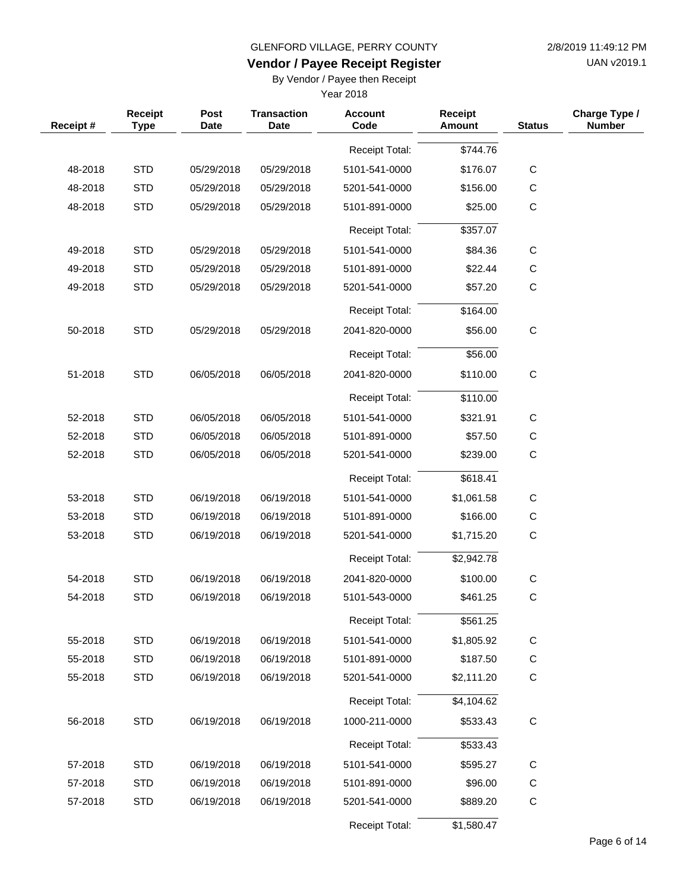GLENFORD VILLAGE, PERRY COUNTY

**Vendor / Payee Receipt Register**

By Vendor / Payee then Receipt

Year 2018

2/8/2019 11:49:12 PM

UAN v2019.1

| Receipt # | Receipt Type | Post Date | Transaction Date | Account Code | Receipt Amount | Status | Charge Type / Number |
|---|---|---|---|---|---|---|---|
| | | | | Receipt Total: | $744.76 | | |
| 48-2018 | STD | 05/29/2018 | 05/29/2018 | 5101-541-0000 | $176.07 | C | |
| 48-2018 | STD | 05/29/2018 | 05/29/2018 | 5201-541-0000 | $156.00 | C | |
| 48-2018 | STD | 05/29/2018 | 05/29/2018 | 5101-891-0000 | $25.00 | C | |
| | | | | Receipt Total: | $357.07 | | |
| 49-2018 | STD | 05/29/2018 | 05/29/2018 | 5101-541-0000 | $84.36 | C | |
| 49-2018 | STD | 05/29/2018 | 05/29/2018 | 5101-891-0000 | $22.44 | C | |
| 49-2018 | STD | 05/29/2018 | 05/29/2018 | 5201-541-0000 | $57.20 | C | |
| | | | | Receipt Total: | $164.00 | | |
| 50-2018 | STD | 05/29/2018 | 05/29/2018 | 2041-820-0000 | $56.00 | C | |
| | | | | Receipt Total: | $56.00 | | |
| 51-2018 | STD | 06/05/2018 | 06/05/2018 | 2041-820-0000 | $110.00 | C | |
| | | | | Receipt Total: | $110.00 | | |
| 52-2018 | STD | 06/05/2018 | 06/05/2018 | 5101-541-0000 | $321.91 | C | |
| 52-2018 | STD | 06/05/2018 | 06/05/2018 | 5101-891-0000 | $57.50 | C | |
| 52-2018 | STD | 06/05/2018 | 06/05/2018 | 5201-541-0000 | $239.00 | C | |
| | | | | Receipt Total: | $618.41 | | |
| 53-2018 | STD | 06/19/2018 | 06/19/2018 | 5101-541-0000 | $1,061.58 | C | |
| 53-2018 | STD | 06/19/2018 | 06/19/2018 | 5101-891-0000 | $166.00 | C | |
| 53-2018 | STD | 06/19/2018 | 06/19/2018 | 5201-541-0000 | $1,715.20 | C | |
| | | | | Receipt Total: | $2,942.78 | | |
| 54-2018 | STD | 06/19/2018 | 06/19/2018 | 2041-820-0000 | $100.00 | C | |
| 54-2018 | STD | 06/19/2018 | 06/19/2018 | 5101-543-0000 | $461.25 | C | |
| | | | | Receipt Total: | $561.25 | | |
| 55-2018 | STD | 06/19/2018 | 06/19/2018 | 5101-541-0000 | $1,805.92 | C | |
| 55-2018 | STD | 06/19/2018 | 06/19/2018 | 5101-891-0000 | $187.50 | C | |
| 55-2018 | STD | 06/19/2018 | 06/19/2018 | 5201-541-0000 | $2,111.20 | C | |
| | | | | Receipt Total: | $4,104.62 | | |
| 56-2018 | STD | 06/19/2018 | 06/19/2018 | 1000-211-0000 | $533.43 | C | |
| | | | | Receipt Total: | $533.43 | | |
| 57-2018 | STD | 06/19/2018 | 06/19/2018 | 5101-541-0000 | $595.27 | C | |
| 57-2018 | STD | 06/19/2018 | 06/19/2018 | 5101-891-0000 | $96.00 | C | |
| 57-2018 | STD | 06/19/2018 | 06/19/2018 | 5201-541-0000 | $889.20 | C | |
| | | | | Receipt Total: | $1,580.47 | | |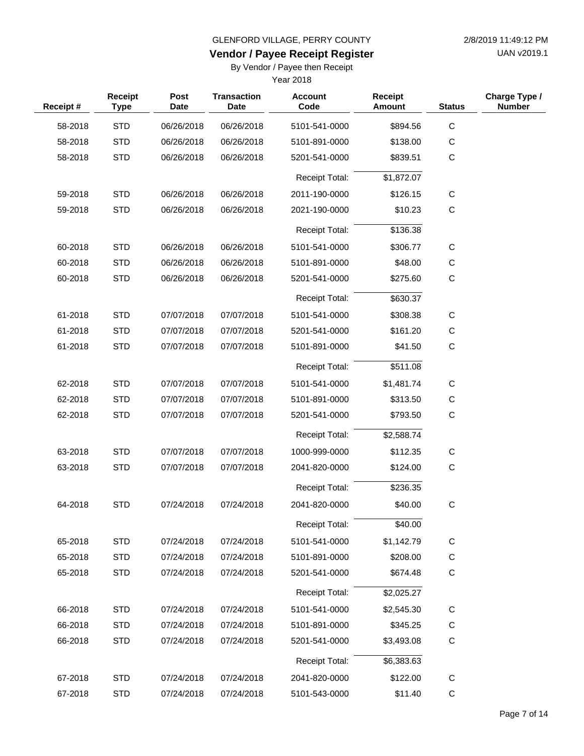GLENFORD VILLAGE, PERRY COUNTY

2/8/2019 11:49:12 PM

# Vendor / Payee Receipt Register

UAN v2019.1

By Vendor / Payee then Receipt

Year 2018

| Receipt # | Receipt Type | Post Date | Transaction Date | Account Code | Receipt Amount | Status | Charge Type / Number |
|---|---|---|---|---|---|---|---|
| 58-2018 | STD | 06/26/2018 | 06/26/2018 | 5101-541-0000 | $894.56 | C | |
| 58-2018 | STD | 06/26/2018 | 06/26/2018 | 5101-891-0000 | $138.00 | C | |
| 58-2018 | STD | 06/26/2018 | 06/26/2018 | 5201-541-0000 | $839.51 | C | |
| | | | | Receipt Total: | $1,872.07 | | |
| 59-2018 | STD | 06/26/2018 | 06/26/2018 | 2011-190-0000 | $126.15 | C | |
| 59-2018 | STD | 06/26/2018 | 06/26/2018 | 2021-190-0000 | $10.23 | C | |
| | | | | Receipt Total: | $136.38 | | |
| 60-2018 | STD | 06/26/2018 | 06/26/2018 | 5101-541-0000 | $306.77 | C | |
| 60-2018 | STD | 06/26/2018 | 06/26/2018 | 5101-891-0000 | $48.00 | C | |
| 60-2018 | STD | 06/26/2018 | 06/26/2018 | 5201-541-0000 | $275.60 | C | |
| | | | | Receipt Total: | $630.37 | | |
| 61-2018 | STD | 07/07/2018 | 07/07/2018 | 5101-541-0000 | $308.38 | C | |
| 61-2018 | STD | 07/07/2018 | 07/07/2018 | 5201-541-0000 | $161.20 | C | |
| 61-2018 | STD | 07/07/2018 | 07/07/2018 | 5101-891-0000 | $41.50 | C | |
| | | | | Receipt Total: | $511.08 | | |
| 62-2018 | STD | 07/07/2018 | 07/07/2018 | 5101-541-0000 | $1,481.74 | C | |
| 62-2018 | STD | 07/07/2018 | 07/07/2018 | 5101-891-0000 | $313.50 | C | |
| 62-2018 | STD | 07/07/2018 | 07/07/2018 | 5201-541-0000 | $793.50 | C | |
| | | | | Receipt Total: | $2,588.74 | | |
| 63-2018 | STD | 07/07/2018 | 07/07/2018 | 1000-999-0000 | $112.35 | C | |
| 63-2018 | STD | 07/07/2018 | 07/07/2018 | 2041-820-0000 | $124.00 | C | |
| | | | | Receipt Total: | $236.35 | | |
| 64-2018 | STD | 07/24/2018 | 07/24/2018 | 2041-820-0000 | $40.00 | C | |
| | | | | Receipt Total: | $40.00 | | |
| 65-2018 | STD | 07/24/2018 | 07/24/2018 | 5101-541-0000 | $1,142.79 | C | |
| 65-2018 | STD | 07/24/2018 | 07/24/2018 | 5101-891-0000 | $208.00 | C | |
| 65-2018 | STD | 07/24/2018 | 07/24/2018 | 5201-541-0000 | $674.48 | C | |
| | | | | Receipt Total: | $2,025.27 | | |
| 66-2018 | STD | 07/24/2018 | 07/24/2018 | 5101-541-0000 | $2,545.30 | C | |
| 66-2018 | STD | 07/24/2018 | 07/24/2018 | 5101-891-0000 | $345.25 | C | |
| 66-2018 | STD | 07/24/2018 | 07/24/2018 | 5201-541-0000 | $3,493.08 | C | |
| | | | | Receipt Total: | $6,383.63 | | |
| 67-2018 | STD | 07/24/2018 | 07/24/2018 | 2041-820-0000 | $122.00 | C | |
| 67-2018 | STD | 07/24/2018 | 07/24/2018 | 5101-543-0000 | $11.40 | C | |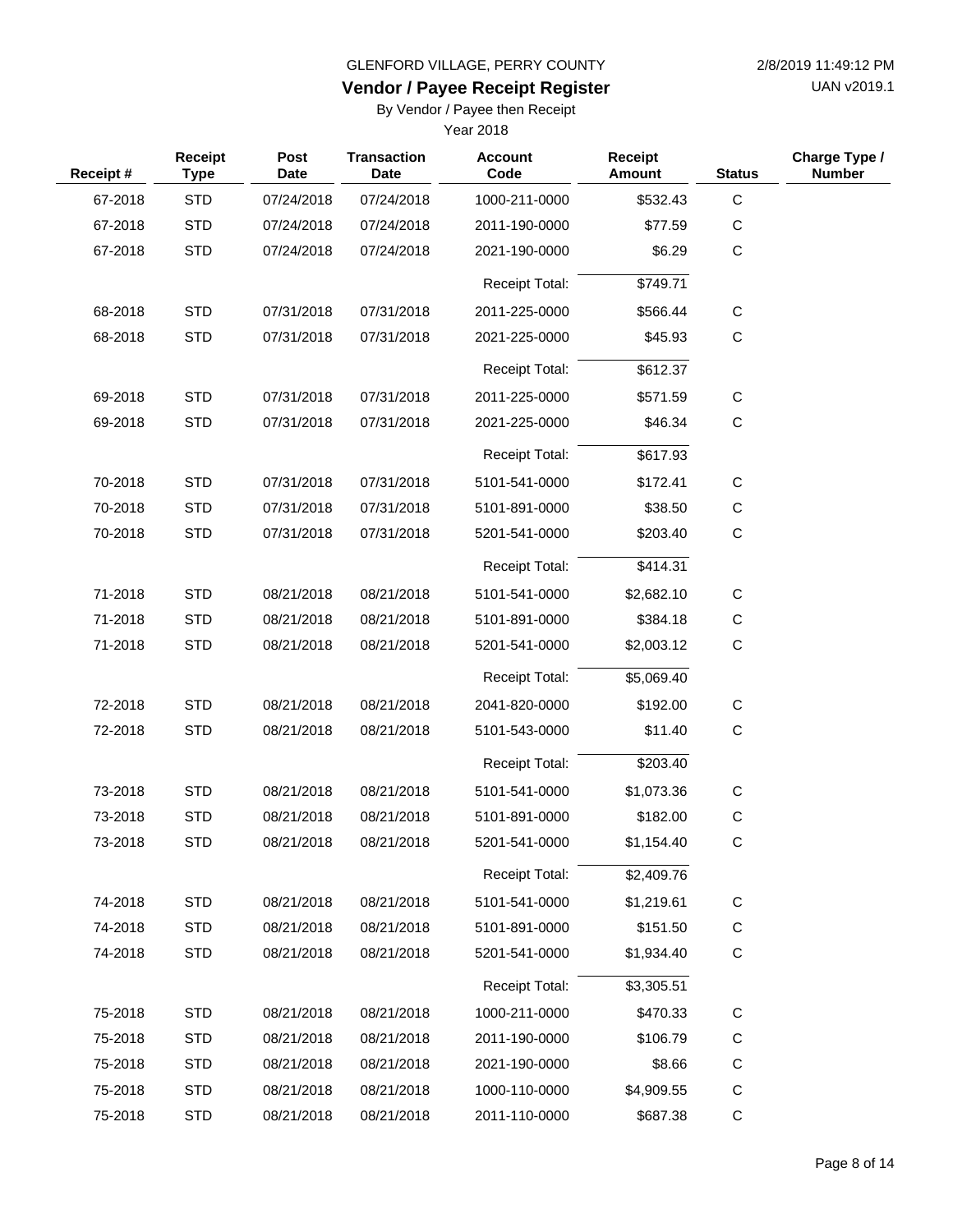GLENFORD VILLAGE, PERRY COUNTY

2/8/2019 11:49:12 PM

UAN v2019.1

## Vendor / Payee Receipt Register

By Vendor / Payee then Receipt

Year 2018

| Receipt # | Receipt Type | Post Date | Transaction Date | Account Code | Receipt Amount | Status | Charge Type / Number |
|---|---|---|---|---|---|---|---|
| 67-2018 | STD | 07/24/2018 | 07/24/2018 | 1000-211-0000 | $532.43 | C | |
| 67-2018 | STD | 07/24/2018 | 07/24/2018 | 2011-190-0000 | $77.59 | C | |
| 67-2018 | STD | 07/24/2018 | 07/24/2018 | 2021-190-0000 | $6.29 | C | |
| | | | | Receipt Total: | $749.71 | | |
| 68-2018 | STD | 07/31/2018 | 07/31/2018 | 2011-225-0000 | $566.44 | C | |
| 68-2018 | STD | 07/31/2018 | 07/31/2018 | 2021-225-0000 | $45.93 | C | |
| | | | | Receipt Total: | $612.37 | | |
| 69-2018 | STD | 07/31/2018 | 07/31/2018 | 2011-225-0000 | $571.59 | C | |
| 69-2018 | STD | 07/31/2018 | 07/31/2018 | 2021-225-0000 | $46.34 | C | |
| | | | | Receipt Total: | $617.93 | | |
| 70-2018 | STD | 07/31/2018 | 07/31/2018 | 5101-541-0000 | $172.41 | C | |
| 70-2018 | STD | 07/31/2018 | 07/31/2018 | 5101-891-0000 | $38.50 | C | |
| 70-2018 | STD | 07/31/2018 | 07/31/2018 | 5201-541-0000 | $203.40 | C | |
| | | | | Receipt Total: | $414.31 | | |
| 71-2018 | STD | 08/21/2018 | 08/21/2018 | 5101-541-0000 | $2,682.10 | C | |
| 71-2018 | STD | 08/21/2018 | 08/21/2018 | 5101-891-0000 | $384.18 | C | |
| 71-2018 | STD | 08/21/2018 | 08/21/2018 | 5201-541-0000 | $2,003.12 | C | |
| | | | | Receipt Total: | $5,069.40 | | |
| 72-2018 | STD | 08/21/2018 | 08/21/2018 | 2041-820-0000 | $192.00 | C | |
| 72-2018 | STD | 08/21/2018 | 08/21/2018 | 5101-543-0000 | $11.40 | C | |
| | | | | Receipt Total: | $203.40 | | |
| 73-2018 | STD | 08/21/2018 | 08/21/2018 | 5101-541-0000 | $1,073.36 | C | |
| 73-2018 | STD | 08/21/2018 | 08/21/2018 | 5101-891-0000 | $182.00 | C | |
| 73-2018 | STD | 08/21/2018 | 08/21/2018 | 5201-541-0000 | $1,154.40 | C | |
| | | | | Receipt Total: | $2,409.76 | | |
| 74-2018 | STD | 08/21/2018 | 08/21/2018 | 5101-541-0000 | $1,219.61 | C | |
| 74-2018 | STD | 08/21/2018 | 08/21/2018 | 5101-891-0000 | $151.50 | C | |
| 74-2018 | STD | 08/21/2018 | 08/21/2018 | 5201-541-0000 | $1,934.40 | C | |
| | | | | Receipt Total: | $3,305.51 | | |
| 75-2018 | STD | 08/21/2018 | 08/21/2018 | 1000-211-0000 | $470.33 | C | |
| 75-2018 | STD | 08/21/2018 | 08/21/2018 | 2011-190-0000 | $106.79 | C | |
| 75-2018 | STD | 08/21/2018 | 08/21/2018 | 2021-190-0000 | $8.66 | C | |
| 75-2018 | STD | 08/21/2018 | 08/21/2018 | 1000-110-0000 | $4,909.55 | C | |
| 75-2018 | STD | 08/21/2018 | 08/21/2018 | 2011-110-0000 | $687.38 | C | |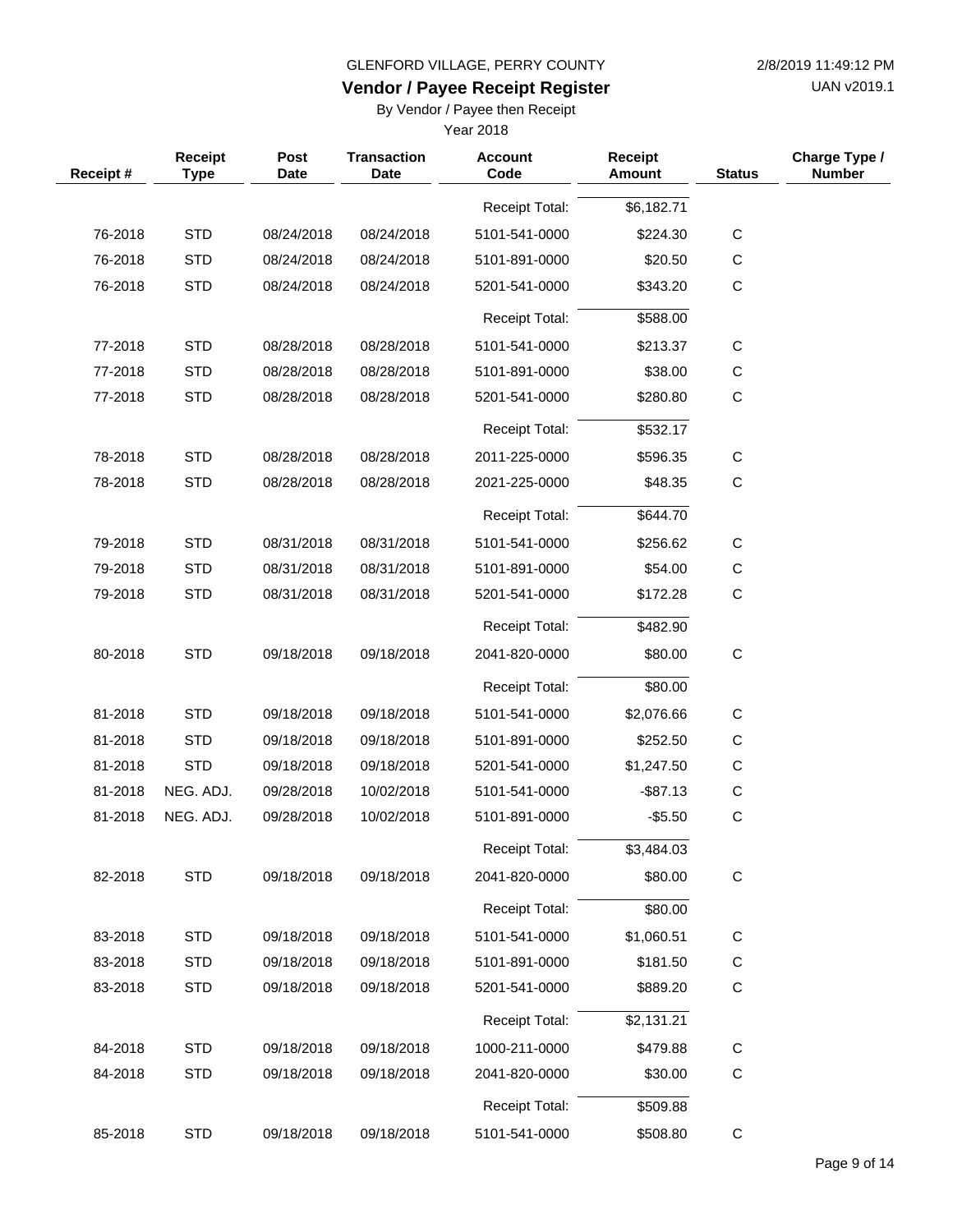GLENFORD VILLAGE, PERRY COUNTY

# Vendor / Payee Receipt Register

By Vendor / Payee then Receipt

Year 2018

| Receipt # | Receipt Type | Post Date | Transaction Date | Account Code | Receipt Amount | Status | Charge Type / Number |
|---|---|---|---|---|---|---|---|
| | | | | Receipt Total: | $6,182.71 | | |
| 76-2018 | STD | 08/24/2018 | 08/24/2018 | 5101-541-0000 | $224.30 | C | |
| 76-2018 | STD | 08/24/2018 | 08/24/2018 | 5101-891-0000 | $20.50 | C | |
| 76-2018 | STD | 08/24/2018 | 08/24/2018 | 5201-541-0000 | $343.20 | C | |
| | | | | Receipt Total: | $588.00 | | |
| 77-2018 | STD | 08/28/2018 | 08/28/2018 | 5101-541-0000 | $213.37 | C | |
| 77-2018 | STD | 08/28/2018 | 08/28/2018 | 5101-891-0000 | $38.00 | C | |
| 77-2018 | STD | 08/28/2018 | 08/28/2018 | 5201-541-0000 | $280.80 | C | |
| | | | | Receipt Total: | $532.17 | | |
| 78-2018 | STD | 08/28/2018 | 08/28/2018 | 2011-225-0000 | $596.35 | C | |
| 78-2018 | STD | 08/28/2018 | 08/28/2018 | 2021-225-0000 | $48.35 | C | |
| | | | | Receipt Total: | $644.70 | | |
| 79-2018 | STD | 08/31/2018 | 08/31/2018 | 5101-541-0000 | $256.62 | C | |
| 79-2018 | STD | 08/31/2018 | 08/31/2018 | 5101-891-0000 | $54.00 | C | |
| 79-2018 | STD | 08/31/2018 | 08/31/2018 | 5201-541-0000 | $172.28 | C | |
| | | | | Receipt Total: | $482.90 | | |
| 80-2018 | STD | 09/18/2018 | 09/18/2018 | 2041-820-0000 | $80.00 | C | |
| | | | | Receipt Total: | $80.00 | | |
| 81-2018 | STD | 09/18/2018 | 09/18/2018 | 5101-541-0000 | $2,076.66 | C | |
| 81-2018 | STD | 09/18/2018 | 09/18/2018 | 5101-891-0000 | $252.50 | C | |
| 81-2018 | STD | 09/18/2018 | 09/18/2018 | 5201-541-0000 | $1,247.50 | C | |
| 81-2018 | NEG. ADJ. | 09/28/2018 | 10/02/2018 | 5101-541-0000 | -$87.13 | C | |
| 81-2018 | NEG. ADJ. | 09/28/2018 | 10/02/2018 | 5101-891-0000 | -$5.50 | C | |
| | | | | Receipt Total: | $3,484.03 | | |
| 82-2018 | STD | 09/18/2018 | 09/18/2018 | 2041-820-0000 | $80.00 | C | |
| | | | | Receipt Total: | $80.00 | | |
| 83-2018 | STD | 09/18/2018 | 09/18/2018 | 5101-541-0000 | $1,060.51 | C | |
| 83-2018 | STD | 09/18/2018 | 09/18/2018 | 5101-891-0000 | $181.50 | C | |
| 83-2018 | STD | 09/18/2018 | 09/18/2018 | 5201-541-0000 | $889.20 | C | |
| | | | | Receipt Total: | $2,131.21 | | |
| 84-2018 | STD | 09/18/2018 | 09/18/2018 | 1000-211-0000 | $479.88 | C | |
| 84-2018 | STD | 09/18/2018 | 09/18/2018 | 2041-820-0000 | $30.00 | C | |
| | | | | Receipt Total: | $509.88 | | |
| 85-2018 | STD | 09/18/2018 | 09/18/2018 | 5101-541-0000 | $508.80 | C | |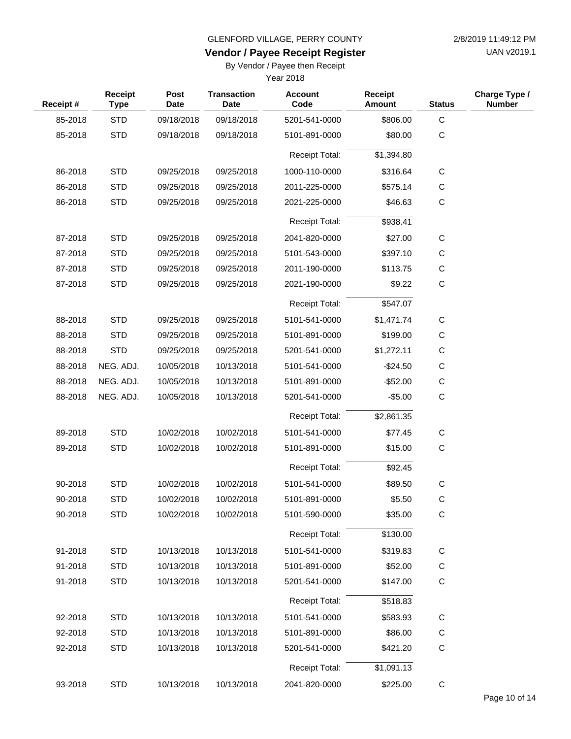GLENFORD VILLAGE, PERRY COUNTY

2/8/2019 11:49:12 PM

UAN v2019.1

## Vendor / Payee Receipt Register

By Vendor / Payee then Receipt

Year 2018

| Receipt # | Receipt Type | Post Date | Transaction Date | Account Code | Receipt Amount | Status | Charge Type / Number |
|---|---|---|---|---|---|---|---|
| 85-2018 | STD | 09/18/2018 | 09/18/2018 | 5201-541-0000 | $806.00 | C | |
| 85-2018 | STD | 09/18/2018 | 09/18/2018 | 5101-891-0000 | $80.00 | C | |
| | | | | Receipt Total: | $1,394.80 | | |
| 86-2018 | STD | 09/25/2018 | 09/25/2018 | 1000-110-0000 | $316.64 | C | |
| 86-2018 | STD | 09/25/2018 | 09/25/2018 | 2011-225-0000 | $575.14 | C | |
| 86-2018 | STD | 09/25/2018 | 09/25/2018 | 2021-225-0000 | $46.63 | C | |
| | | | | Receipt Total: | $938.41 | | |
| 87-2018 | STD | 09/25/2018 | 09/25/2018 | 2041-820-0000 | $27.00 | C | |
| 87-2018 | STD | 09/25/2018 | 09/25/2018 | 5101-543-0000 | $397.10 | C | |
| 87-2018 | STD | 09/25/2018 | 09/25/2018 | 2011-190-0000 | $113.75 | C | |
| 87-2018 | STD | 09/25/2018 | 09/25/2018 | 2021-190-0000 | $9.22 | C | |
| | | | | Receipt Total: | $547.07 | | |
| 88-2018 | STD | 09/25/2018 | 09/25/2018 | 5101-541-0000 | $1,471.74 | C | |
| 88-2018 | STD | 09/25/2018 | 09/25/2018 | 5101-891-0000 | $199.00 | C | |
| 88-2018 | STD | 09/25/2018 | 09/25/2018 | 5201-541-0000 | $1,272.11 | C | |
| 88-2018 | NEG. ADJ. | 10/05/2018 | 10/13/2018 | 5101-541-0000 | -$24.50 | C | |
| 88-2018 | NEG. ADJ. | 10/05/2018 | 10/13/2018 | 5101-891-0000 | -$52.00 | C | |
| 88-2018 | NEG. ADJ. | 10/05/2018 | 10/13/2018 | 5201-541-0000 | -$5.00 | C | |
| | | | | Receipt Total: | $2,861.35 | | |
| 89-2018 | STD | 10/02/2018 | 10/02/2018 | 5101-541-0000 | $77.45 | C | |
| 89-2018 | STD | 10/02/2018 | 10/02/2018 | 5101-891-0000 | $15.00 | C | |
| | | | | Receipt Total: | $92.45 | | |
| 90-2018 | STD | 10/02/2018 | 10/02/2018 | 5101-541-0000 | $89.50 | C | |
| 90-2018 | STD | 10/02/2018 | 10/02/2018 | 5101-891-0000 | $5.50 | C | |
| 90-2018 | STD | 10/02/2018 | 10/02/2018 | 5101-590-0000 | $35.00 | C | |
| | | | | Receipt Total: | $130.00 | | |
| 91-2018 | STD | 10/13/2018 | 10/13/2018 | 5101-541-0000 | $319.83 | C | |
| 91-2018 | STD | 10/13/2018 | 10/13/2018 | 5101-891-0000 | $52.00 | C | |
| 91-2018 | STD | 10/13/2018 | 10/13/2018 | 5201-541-0000 | $147.00 | C | |
| | | | | Receipt Total: | $518.83 | | |
| 92-2018 | STD | 10/13/2018 | 10/13/2018 | 5101-541-0000 | $583.93 | C | |
| 92-2018 | STD | 10/13/2018 | 10/13/2018 | 5101-891-0000 | $86.00 | C | |
| 92-2018 | STD | 10/13/2018 | 10/13/2018 | 5201-541-0000 | $421.20 | C | |
| | | | | Receipt Total: | $1,091.13 | | |
| 93-2018 | STD | 10/13/2018 | 10/13/2018 | 2041-820-0000 | $225.00 | C | |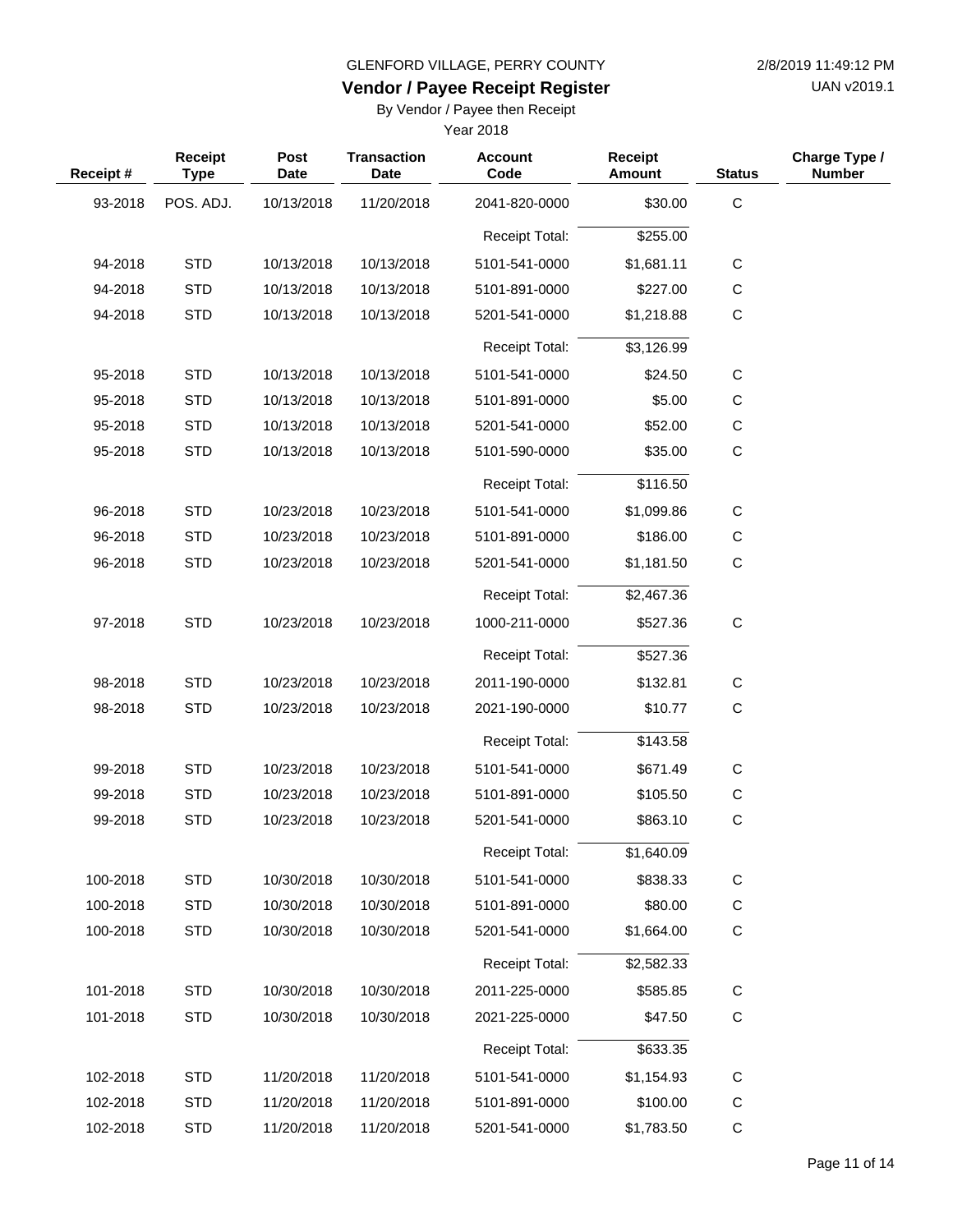GLENFORD VILLAGE, PERRY COUNTY

## Vendor / Payee Receipt Register

By Vendor / Payee then Receipt

Year 2018

2/8/2019 11:49:12 PM

UAN v2019.1

| Receipt # | Receipt Type | Post Date | Transaction Date | Account Code | Receipt Amount | Status | Charge Type / Number |
|---|---|---|---|---|---|---|---|
| 93-2018 | POS. ADJ. | 10/13/2018 | 11/20/2018 | 2041-820-0000 | $30.00 | C | |
| | | | | Receipt Total: | $255.00 | | |
| 94-2018 | STD | 10/13/2018 | 10/13/2018 | 5101-541-0000 | $1,681.11 | C | |
| 94-2018 | STD | 10/13/2018 | 10/13/2018 | 5101-891-0000 | $227.00 | C | |
| 94-2018 | STD | 10/13/2018 | 10/13/2018 | 5201-541-0000 | $1,218.88 | C | |
| | | | | Receipt Total: | $3,126.99 | | |
| 95-2018 | STD | 10/13/2018 | 10/13/2018 | 5101-541-0000 | $24.50 | C | |
| 95-2018 | STD | 10/13/2018 | 10/13/2018 | 5101-891-0000 | $5.00 | C | |
| 95-2018 | STD | 10/13/2018 | 10/13/2018 | 5201-541-0000 | $52.00 | C | |
| 95-2018 | STD | 10/13/2018 | 10/13/2018 | 5101-590-0000 | $35.00 | C | |
| | | | | Receipt Total: | $116.50 | | |
| 96-2018 | STD | 10/23/2018 | 10/23/2018 | 5101-541-0000 | $1,099.86 | C | |
| 96-2018 | STD | 10/23/2018 | 10/23/2018 | 5101-891-0000 | $186.00 | C | |
| 96-2018 | STD | 10/23/2018 | 10/23/2018 | 5201-541-0000 | $1,181.50 | C | |
| | | | | Receipt Total: | $2,467.36 | | |
| 97-2018 | STD | 10/23/2018 | 10/23/2018 | 1000-211-0000 | $527.36 | C | |
| | | | | Receipt Total: | $527.36 | | |
| 98-2018 | STD | 10/23/2018 | 10/23/2018 | 2011-190-0000 | $132.81 | C | |
| 98-2018 | STD | 10/23/2018 | 10/23/2018 | 2021-190-0000 | $10.77 | C | |
| | | | | Receipt Total: | $143.58 | | |
| 99-2018 | STD | 10/23/2018 | 10/23/2018 | 5101-541-0000 | $671.49 | C | |
| 99-2018 | STD | 10/23/2018 | 10/23/2018 | 5101-891-0000 | $105.50 | C | |
| 99-2018 | STD | 10/23/2018 | 10/23/2018 | 5201-541-0000 | $863.10 | C | |
| | | | | Receipt Total: | $1,640.09 | | |
| 100-2018 | STD | 10/30/2018 | 10/30/2018 | 5101-541-0000 | $838.33 | C | |
| 100-2018 | STD | 10/30/2018 | 10/30/2018 | 5101-891-0000 | $80.00 | C | |
| 100-2018 | STD | 10/30/2018 | 10/30/2018 | 5201-541-0000 | $1,664.00 | C | |
| | | | | Receipt Total: | $2,582.33 | | |
| 101-2018 | STD | 10/30/2018 | 10/30/2018 | 2011-225-0000 | $585.85 | C | |
| 101-2018 | STD | 10/30/2018 | 10/30/2018 | 2021-225-0000 | $47.50 | C | |
| | | | | Receipt Total: | $633.35 | | |
| 102-2018 | STD | 11/20/2018 | 11/20/2018 | 5101-541-0000 | $1,154.93 | C | |
| 102-2018 | STD | 11/20/2018 | 11/20/2018 | 5101-891-0000 | $100.00 | C | |
| 102-2018 | STD | 11/20/2018 | 11/20/2018 | 5201-541-0000 | $1,783.50 | C | |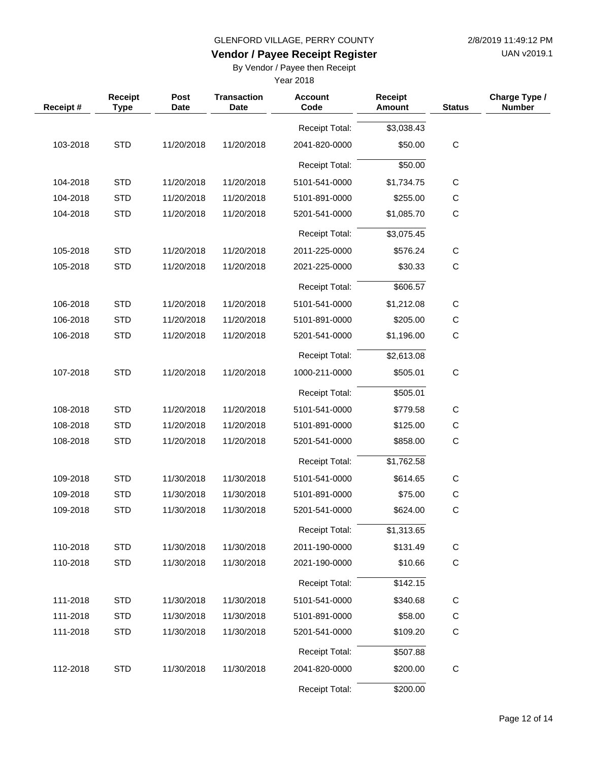GLENFORD VILLAGE, PERRY COUNTY

## Vendor / Payee Receipt Register

By Vendor / Payee then Receipt

Year 2018

| Receipt # | Receipt Type | Post Date | Transaction Date | Account Code | Receipt Amount | Status | Charge Type / Number |
|---|---|---|---|---|---|---|---|
| | | | | Receipt Total: | $3,038.43 | | |
| 103-2018 | STD | 11/20/2018 | 11/20/2018 | 2041-820-0000 | $50.00 | C | |
| | | | | Receipt Total: | $50.00 | | |
| 104-2018 | STD | 11/20/2018 | 11/20/2018 | 5101-541-0000 | $1,734.75 | C | |
| 104-2018 | STD | 11/20/2018 | 11/20/2018 | 5101-891-0000 | $255.00 | C | |
| 104-2018 | STD | 11/20/2018 | 11/20/2018 | 5201-541-0000 | $1,085.70 | C | |
| | | | | Receipt Total: | $3,075.45 | | |
| 105-2018 | STD | 11/20/2018 | 11/20/2018 | 2011-225-0000 | $576.24 | C | |
| 105-2018 | STD | 11/20/2018 | 11/20/2018 | 2021-225-0000 | $30.33 | C | |
| | | | | Receipt Total: | $606.57 | | |
| 106-2018 | STD | 11/20/2018 | 11/20/2018 | 5101-541-0000 | $1,212.08 | C | |
| 106-2018 | STD | 11/20/2018 | 11/20/2018 | 5101-891-0000 | $205.00 | C | |
| 106-2018 | STD | 11/20/2018 | 11/20/2018 | 5201-541-0000 | $1,196.00 | C | |
| | | | | Receipt Total: | $2,613.08 | | |
| 107-2018 | STD | 11/20/2018 | 11/20/2018 | 1000-211-0000 | $505.01 | C | |
| | | | | Receipt Total: | $505.01 | | |
| 108-2018 | STD | 11/20/2018 | 11/20/2018 | 5101-541-0000 | $779.58 | C | |
| 108-2018 | STD | 11/20/2018 | 11/20/2018 | 5101-891-0000 | $125.00 | C | |
| 108-2018 | STD | 11/20/2018 | 11/20/2018 | 5201-541-0000 | $858.00 | C | |
| | | | | Receipt Total: | $1,762.58 | | |
| 109-2018 | STD | 11/30/2018 | 11/30/2018 | 5101-541-0000 | $614.65 | C | |
| 109-2018 | STD | 11/30/2018 | 11/30/2018 | 5101-891-0000 | $75.00 | C | |
| 109-2018 | STD | 11/30/2018 | 11/30/2018 | 5201-541-0000 | $624.00 | C | |
| | | | | Receipt Total: | $1,313.65 | | |
| 110-2018 | STD | 11/30/2018 | 11/30/2018 | 2011-190-0000 | $131.49 | C | |
| 110-2018 | STD | 11/30/2018 | 11/30/2018 | 2021-190-0000 | $10.66 | C | |
| | | | | Receipt Total: | $142.15 | | |
| 111-2018 | STD | 11/30/2018 | 11/30/2018 | 5101-541-0000 | $340.68 | C | |
| 111-2018 | STD | 11/30/2018 | 11/30/2018 | 5101-891-0000 | $58.00 | C | |
| 111-2018 | STD | 11/30/2018 | 11/30/2018 | 5201-541-0000 | $109.20 | C | |
| | | | | Receipt Total: | $507.88 | | |
| 112-2018 | STD | 11/30/2018 | 11/30/2018 | 2041-820-0000 | $200.00 | C | |
| | | | | Receipt Total: | $200.00 | | |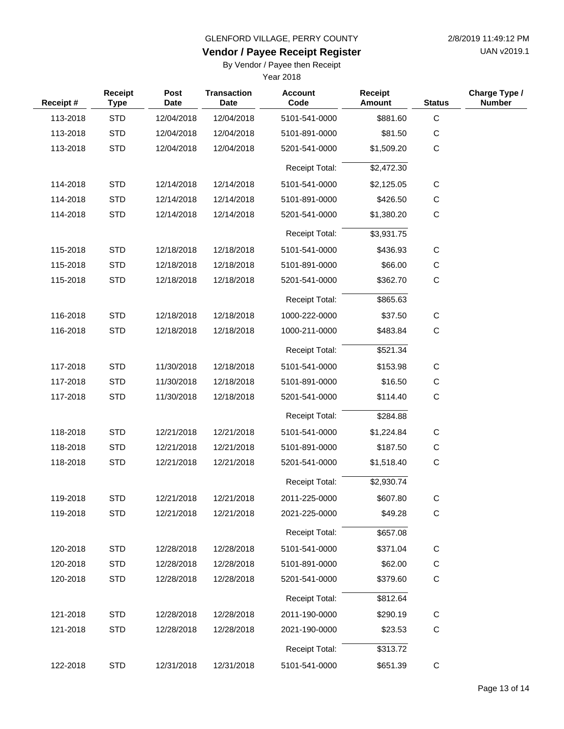GLENFORD VILLAGE, PERRY COUNTY

# Vendor / Payee Receipt Register

By Vendor / Payee then Receipt

Year 2018

| Receipt # | Receipt Type | Post Date | Transaction Date | Account Code | Receipt Amount | Status | Charge Type / Number |
|---|---|---|---|---|---|---|---|
| 113-2018 | STD | 12/04/2018 | 12/04/2018 | 5101-541-0000 | $881.60 | C | |
| 113-2018 | STD | 12/04/2018 | 12/04/2018 | 5101-891-0000 | $81.50 | C | |
| 113-2018 | STD | 12/04/2018 | 12/04/2018 | 5201-541-0000 | $1,509.20 | C | |
| | | | | Receipt Total: | $2,472.30 | | |
| 114-2018 | STD | 12/14/2018 | 12/14/2018 | 5101-541-0000 | $2,125.05 | C | |
| 114-2018 | STD | 12/14/2018 | 12/14/2018 | 5101-891-0000 | $426.50 | C | |
| 114-2018 | STD | 12/14/2018 | 12/14/2018 | 5201-541-0000 | $1,380.20 | C | |
| | | | | Receipt Total: | $3,931.75 | | |
| 115-2018 | STD | 12/18/2018 | 12/18/2018 | 5101-541-0000 | $436.93 | C | |
| 115-2018 | STD | 12/18/2018 | 12/18/2018 | 5101-891-0000 | $66.00 | C | |
| 115-2018 | STD | 12/18/2018 | 12/18/2018 | 5201-541-0000 | $362.70 | C | |
| | | | | Receipt Total: | $865.63 | | |
| 116-2018 | STD | 12/18/2018 | 12/18/2018 | 1000-222-0000 | $37.50 | C | |
| 116-2018 | STD | 12/18/2018 | 12/18/2018 | 1000-211-0000 | $483.84 | C | |
| | | | | Receipt Total: | $521.34 | | |
| 117-2018 | STD | 11/30/2018 | 12/18/2018 | 5101-541-0000 | $153.98 | C | |
| 117-2018 | STD | 11/30/2018 | 12/18/2018 | 5101-891-0000 | $16.50 | C | |
| 117-2018 | STD | 11/30/2018 | 12/18/2018 | 5201-541-0000 | $114.40 | C | |
| | | | | Receipt Total: | $284.88 | | |
| 118-2018 | STD | 12/21/2018 | 12/21/2018 | 5101-541-0000 | $1,224.84 | C | |
| 118-2018 | STD | 12/21/2018 | 12/21/2018 | 5101-891-0000 | $187.50 | C | |
| 118-2018 | STD | 12/21/2018 | 12/21/2018 | 5201-541-0000 | $1,518.40 | C | |
| | | | | Receipt Total: | $2,930.74 | | |
| 119-2018 | STD | 12/21/2018 | 12/21/2018 | 2011-225-0000 | $607.80 | C | |
| 119-2018 | STD | 12/21/2018 | 12/21/2018 | 2021-225-0000 | $49.28 | C | |
| | | | | Receipt Total: | $657.08 | | |
| 120-2018 | STD | 12/28/2018 | 12/28/2018 | 5101-541-0000 | $371.04 | C | |
| 120-2018 | STD | 12/28/2018 | 12/28/2018 | 5101-891-0000 | $62.00 | C | |
| 120-2018 | STD | 12/28/2018 | 12/28/2018 | 5201-541-0000 | $379.60 | C | |
| | | | | Receipt Total: | $812.64 | | |
| 121-2018 | STD | 12/28/2018 | 12/28/2018 | 2011-190-0000 | $290.19 | C | |
| 121-2018 | STD | 12/28/2018 | 12/28/2018 | 2021-190-0000 | $23.53 | C | |
| | | | | Receipt Total: | $313.72 | | |
| 122-2018 | STD | 12/31/2018 | 12/31/2018 | 5101-541-0000 | $651.39 | C | |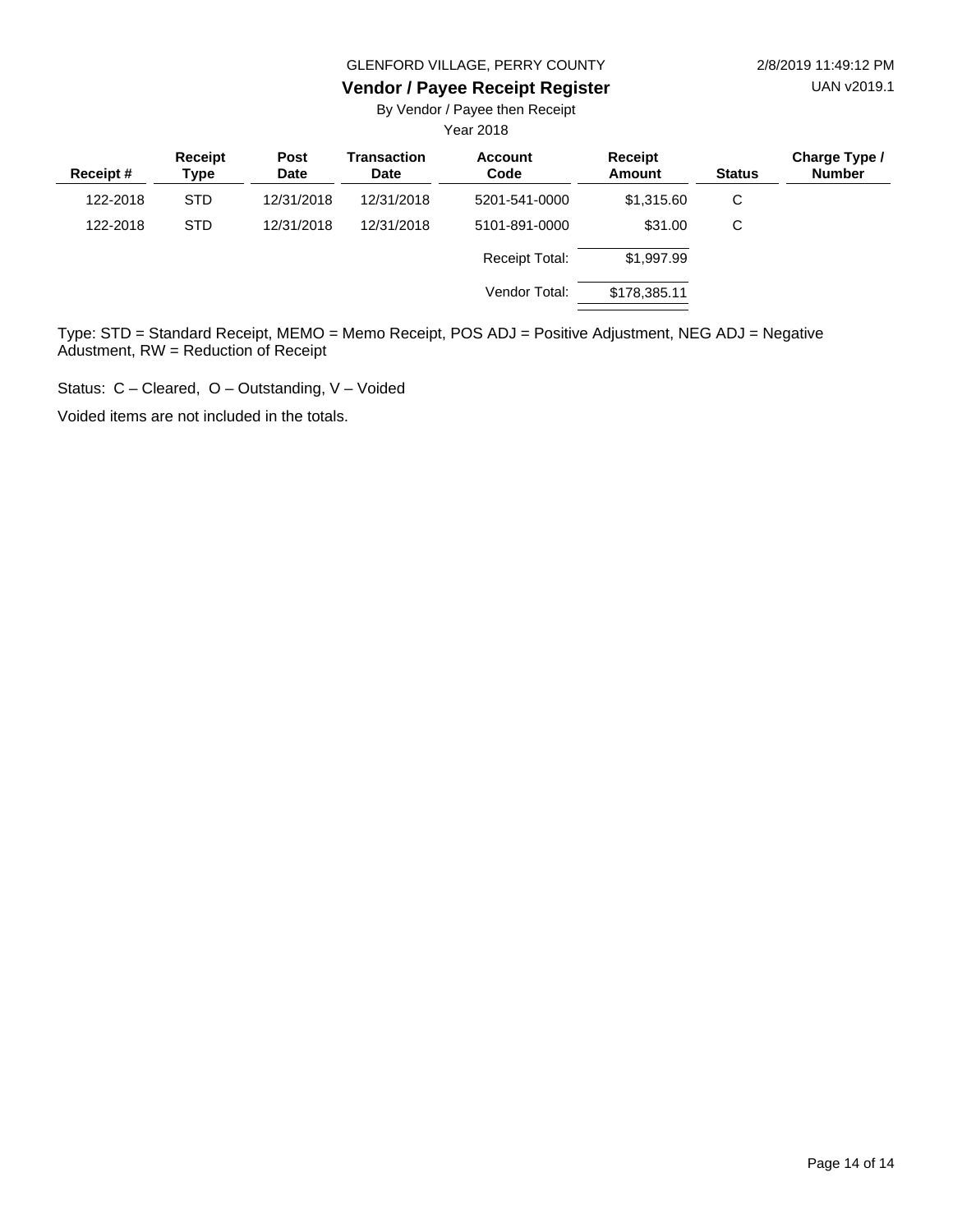GLENFORD VILLAGE, PERRY COUNTY

2/8/2019 11:49:12 PM

# Vendor / Payee Receipt Register

UAN v2019.1

By Vendor / Payee then Receipt

Year 2018

| Receipt # | Receipt Type | Post Date | Transaction Date | Account Code | Receipt Amount | Status | Charge Type / Number |
|---|---|---|---|---|---|---|---|
| 122-2018 | STD | 12/31/2018 | 12/31/2018 | 5201-541-0000 | $1,315.60 | C | |
| 122-2018 | STD | 12/31/2018 | 12/31/2018 | 5101-891-0000 | $31.00 | C | |
| | | | | Receipt Total: | $1,997.99 | | |
| | | | | Vendor Total: | $178,385.11 | | |

Type: STD = Standard Receipt, MEMO = Memo Receipt, POS ADJ = Positive Adjustment, NEG ADJ = Negative Adustment, RW = Reduction of Receipt

Status: C – Cleared, O – Outstanding, V – Voided

Voided items are not included in the totals.